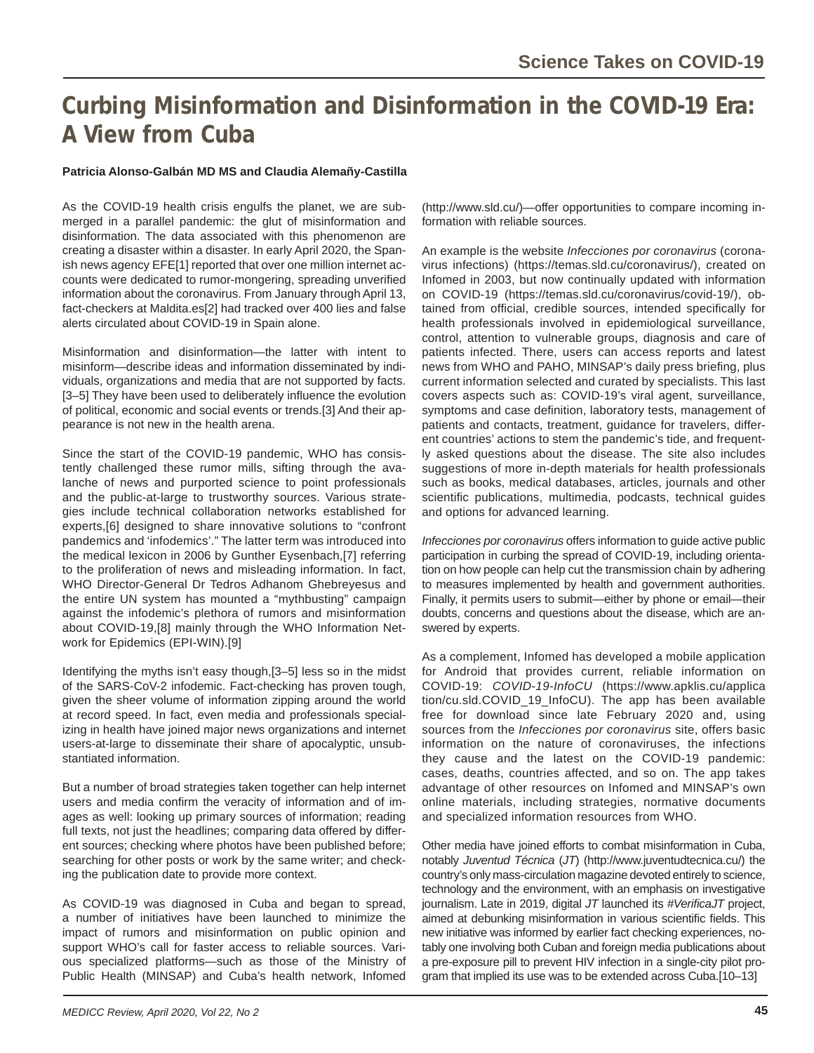# Curbing Misinformation and Disinformation in the COVID-19 Era: A View from Cuba

**Patricia Alonso-Galbán MD MS and Claudia Alemañy-Castilla**

As the COVID-19 health crisis engulfs the planet, we are submerged in a parallel pandemic: the glut of misinformation and disinformation. The data associated with this phenomenon are creating a disaster within a disaster. In early April 2020, the Spanish news agency EFE[1] reported that over one million internet accounts were dedicated to rumor-mongering, spreading unverified information about the coronavirus. From January through April 13, fact-checkers at Maldita.es[2] had tracked over 400 lies and false alerts circulated about COVID-19 in Spain alone.

Misinformation and disinformation—the latter with intent to misinform—describe ideas and information disseminated by individuals, organizations and media that are not supported by facts.[3–5] They have been used to deliberately influence the evolution of political, economic and social events or trends.[3] And their appearance is not new in the health arena.

Since the start of the COVID-19 pandemic, WHO has consistently challenged these rumor mills, sifting through the avalanche of news and purported science to point professionals and the public-at-large to trustworthy sources. Various strategies include technical collaboration networks established for experts,[6] designed to share innovative solutions to "confront pandemics and 'infodemics'." The latter term was introduced into the medical lexicon in 2006 by Gunther Eysenbach,[7] referring to the proliferation of news and misleading information. In fact, WHO Director-General Dr Tedros Adhanom Ghebreyesus and the entire UN system has mounted a "mythbusting" campaign against the infodemic's plethora of rumors and misinformation about COVID-19,[8] mainly through the WHO Information Network for Epidemics (EPI-WIN).[9]

Identifying the myths isn't easy though,[3–5] less so in the midst of the SARS-CoV-2 infodemic. Fact-checking has proven tough, given the sheer volume of information zipping around the world at record speed. In fact, even media and professionals specializing in health have joined major news organizations and internet users-at-large to disseminate their share of apocalyptic, unsubstantiated information.

But a number of broad strategies taken together can help internet users and media confirm the veracity of information and of images as well: looking up primary sources of information; reading full texts, not just the headlines; comparing data offered by different sources; checking where photos have been published before; searching for other posts or work by the same writer; and checking the publication date to provide more context.

As COVID-19 was diagnosed in Cuba and began to spread, a number of initiatives have been launched to minimize the impact of rumors and misinformation on public opinion and support WHO's call for faster access to reliable sources. Various specialized platforms—such as those of the Ministry of Public Health (MINSAP) and Cuba's health network, Infomed (http://www.sld.cu/)—offer opportunities to compare incoming information with reliable sources.

An example is the website *Infecciones por coronavirus* (coronavirus infections) (https://temas.sld.cu/coronavirus/), created on Infomed in 2003, but now continually updated with information on COVID-19 (https://temas.sld.cu/coronavirus/covid-19/), obtained from official, credible sources, intended specifically for health professionals involved in epidemiological surveillance, control, attention to vulnerable groups, diagnosis and care of patients infected. There, users can access reports and latest news from WHO and PAHO, MINSAP's daily press briefing, plus current information selected and curated by specialists. This last covers aspects such as: COVID-19's viral agent, surveillance, symptoms and case definition, laboratory tests, management of patients and contacts, treatment, guidance for travelers, different countries' actions to stem the pandemic's tide, and frequently asked questions about the disease. The site also includes suggestions of more in-depth materials for health professionals such as books, medical databases, articles, journals and other scientific publications, multimedia, podcasts, technical guides and options for advanced learning.

*Infecciones por coronavirus* offers information to guide active public participation in curbing the spread of COVID-19, including orientation on how people can help cut the transmission chain by adhering to measures implemented by health and government authorities. Finally, it permits users to submit—either by phone or email—their doubts, concerns and questions about the disease, which are answered by experts.

As a complement, Infomed has developed a mobile application for Android that provides current, reliable information on COVID-19: *COVID-19-InfoCU* (https://www.apklis.cu/application/cu.sld.COVID_19_InfoCU). The app has been available free for download since late February 2020 and, using sources from the *Infecciones por coronavirus* site, offers basic information on the nature of coronaviruses, the infections they cause and the latest on the COVID-19 pandemic: cases, deaths, countries affected, and so on. The app takes advantage of other resources on Infomed and MINSAP's own online materials, including strategies, normative documents and specialized information resources from WHO.

Other media have joined efforts to combat misinformation in Cuba, notably *Juventud Técnica* (*JT*) (http://www.juventudtecnica.cu/) the country's only mass-circulation magazine devoted entirely to science, technology and the environment, with an emphasis on investigative journalism. Late in 2019, digital *JT* launched its *#VerificaJT* project, aimed at debunking misinformation in various scientific fields. This new initiative was informed by earlier fact checking experiences, notably one involving both Cuban and foreign media publications about a pre-exposure pill to prevent HIV infection in a single-city pilot program that implied its use was to be extended across Cuba.[10–13]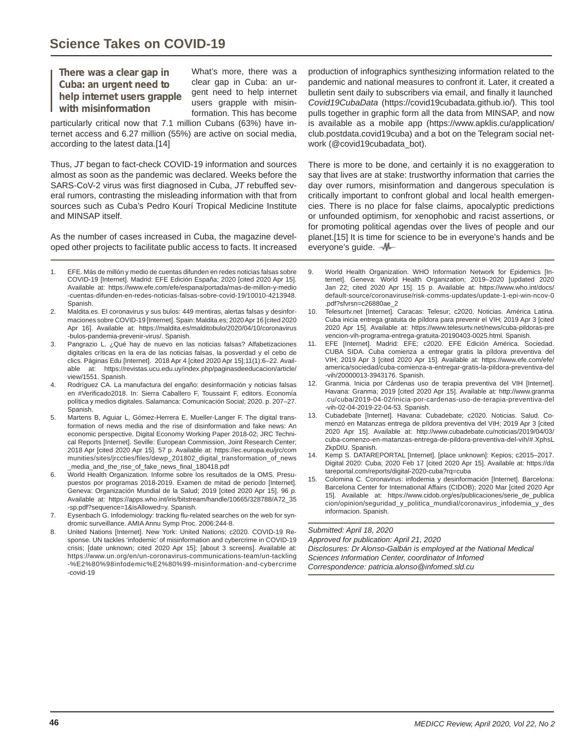> **There was a clear gap in Cuba: an urgent need to help internet users grapple with misinformation**

What's more, there was a clear gap in Cuba: an urgent need to help internet users grapple with misinformation. This has become particularly critical now that 7.1 million Cubans (63%) have internet access and 6.27 million (55%) are active on social media, according to the latest data.[14]

Thus, *JT* began to fact-check COVID-19 information and sources almost as soon as the pandemic was declared. Weeks before the SARS-CoV-2 virus was first diagnosed in Cuba, *JT* rebuffed several rumors, contrasting the misleading information with that from sources such as Cuba's Pedro Kourí Tropical Medicine Institute and MINSAP itself.

As the number of cases increased in Cuba, the magazine developed other projects to facilitate public access to facts. It increased production of infographics synthesizing information related to the pandemic and national measures to confront it. Later, it created a bulletin sent daily to subscribers via email, and finally it launched *Covid19CubaData* (https://covid19cubadata.github.io/). This tool pulls together in graphic form all the data from MINSAP, and now is available as a mobile app (https://www.apklis.cu/application/club.postdata.covid19cuba) and a bot on the Telegram social network (@covid19cubadata_bot).

There is more to be done, and certainly it is no exaggeration to say that lives are at stake: trustworthy information that carries the day over rumors, misinformation and dangerous speculation is critically important to confront global and local health emergencies. There is no place for false claims, apocalyptic predictions or unfounded optimism, for xenophobic and racist assertions, or for promoting political agendas over the lives of people and our planet.[15] It is time for science to be in everyone's hands and be everyone's guide.

1. EFE. Más de millón y medio de cuentas difunden en redes noticias falsas sobre COVID-19 [Internet]. Madrid: EFE Edición España; 2020 [cited 2020 Apr 15]. Available at: https://www.efe.com/efe/espana/portada/mas-de-millon-y-medio-cuentas-difunden-en-redes-noticias-falsas-sobre-covid-19/10010-4213948. Spanish.
2. Maldita.es. El coronavirus y sus bulos: 449 mentiras, alertas falsas y desinformaciones sobre COVID-19 [Internet]. Spain: Maldita.es; 2020 Apr 16 [cited 2020 Apr 16]. Available at: https://maldita.es/malditobulo/2020/04/10/coronavirus-bulos-pandemia-prevenir-virus/. Spanish.
3. Pangrazio L. ¿Qué hay de nuevo en las noticias falsas? Alfabetizaciones digitales críticas en la era de las noticias falsas, la posverdad y el cebo de clics. Páginas Edu [Internet]. 2018 Apr 4 [cited 2020 Apr 15];11(1):6–22. Available at: https://revistas.ucu.edu.uy/index.php/paginasdeeducacion/article/view/1551. Spanish.
4. Rodríguez CA. La manufactura del engaño: desinformación y noticias falsas en #Verificado2018. In: Sierra Caballero F, Toussaint F, editors. Economía política y medios digitales. Salamanca: Comunicación Social; 2020. p. 207–27. Spanish.
5. Martens B, Aguiar L, Gómez-Herrera E, Mueller-Langer F. The digital transformation of news media and the rise of disinformation and fake news: An economic perspective. Digital Economy Working Paper 2018-02; JRC Technical Reports [Internet]. Seville: European Commission, Joint Research Center; 2018 Apr [cited 2020 Apr 15]. 57 p. Available at: https://ec.europa.eu/jrc/communities/sites/jrccties/files/dewp_201802_digital_transformation_of_news_media_and_the_rise_of_fake_news_final_180418.pdf
6. World Health Organization. Informe sobre los resultados de la OMS. Presupuestos por programas 2018-2019. Examen de mitad de periodo [Internet]. Geneva: Organización Mundial de la Salud; 2019 [cited 2020 Apr 15]. 96 p. Available at: https://apps.who.int/iris/bitstream/handle/10665/328788/A72_35-sp.pdf?sequence=1&isAllowed=y. Spanish.
7. Eysenbach G. Infodemiology: tracking flu-related searches on the web for syndromic surveillance. AMIA Annu Symp Proc. 2006:244-8.
8. United Nations [Internet]. New York: United Nations; c2020. COVID-19 Response. UN tackles 'infodemic' of misinformation and cybercrime in COVID-19 crisis; [date unknown; cited 2020 Apr 15]; [about 3 screens]. Available at: https://www.un.org/en/un-coronavirus-communications-team/un-tackling-%E2%80%98infodemic%E2%80%99-misinformation-and-cybercrime-covid-19
9. World Health Organization. WHO Information Network for Epidemics [Internet]. Geneva: World Health Organization; 2019–2020 [updated 2020 Jan 22; cited 2020 Apr 15]. 15 p. Available at: https://www.who.int/docs/default-source/coronaviruse/risk-comms-updates/update-1-epi-win-ncov-0.pdf?sfvrsn=c26880ae_2
10. Telesurtv.net [Internet]. Caracas: Telesur; c2020. Noticias. América Latina. Cuba inicia entrega gratuita de píldora para prevenir el VIH; 2019 Apr 3 [cited 2020 Apr 15]. Available at: https://www.telesurtv.net/news/cuba-pildoras-prevencion-vih-programa-entrega-gratuita-20190403-0025.html. Spanish.
11. EFE [Internet]. Madrid: EFE; c2020. EFE Edición América. Sociedad. CUBA SIDA. Cuba comienza a entregar gratis la píldora preventiva del VIH; 2019 Apr 3 [cited 2020 Apr 15]. Available at: https://www.efe.com/efe/america/sociedad/cuba-comienza-a-entregar-gratis-la-pildora-preventiva-del-vih/20000013-3943176. Spanish.
12. Granma. Inicia por Cárdenas uso de terapia preventiva del VIH [Internet]. Havana: Granma; 2019 [cited 2020 Apr 15]. Available at: http://www.granma.cu/cuba/2019-04-02/inicia-por-cardenas-uso-de-terapia-preventiva-del-vih-02-04-2019-22-04-53. Spanish.
13. Cubadebate [Internet]. Havana: Cubadebate; c2020. Noticias. Salud. Comenzó en Matanzas entrega de píldora preventiva del VIH; 2019 Apr 3 [cited 2020 Apr 15]. Available at: http://www.cubadebate.cu/noticias/2019/04/03/cuba-comenzo-en-matanzas-entrega-de-pildora-preventiva-del-vih/#.XphsLZkpDIU. Spanish.
14. Kemp S. DATAREPORTAL [Internet]. [place unknown]: Kepios; c2015–2017. Digital 2020: Cuba; 2020 Feb 17 [cited 2020 Apr 15]. Available at: https://datareportal.com/reports/digital-2020-cuba?rq=cuba
15. Colomina C. Coronavirus: infodemia y desinformación [Internet]. Barcelona: Barcelona Center for International Affairs (CIDOB); 2020 Mar [cited 2020 Apr 15]. Available at: https://www.cidob.org/es/publicaciones/serie_de_publicacion/opinion/seguridad_y_politica_mundial/coronavirus_infodemia_y_desinformacion. Spanish.

*Submitted: April 18, 2020*
*Approved for publication: April 21, 2020*
*Disclosures: Dr Alonso-Galbán is employed at the National Medical Sciences Information Center, coordinator of Infomed*
*Correspondence: patricia.alonso@infomed.sld.cu*